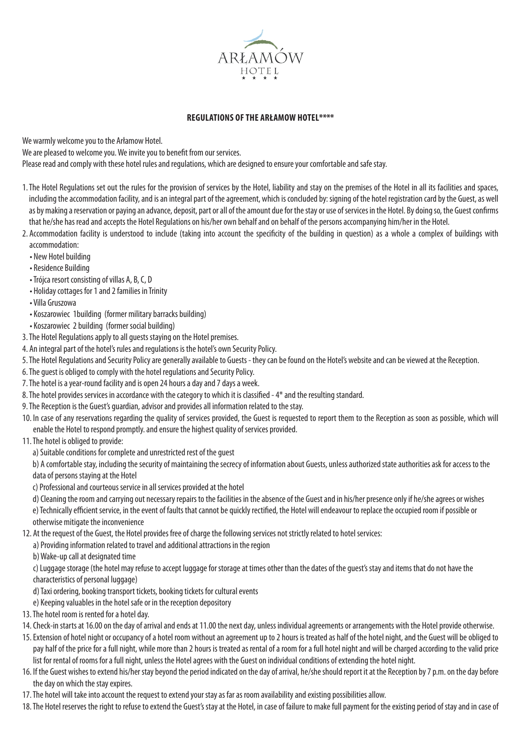ARŁAMÓW
HOTEL
★ ★ ★ ★

# REGULATIONS OF THE ARŁAMOW HOTEL****

We warmly welcome you to the Arłamow Hotel.

We are pleased to welcome you. We invite you to benefit from our services.

Please read and comply with these hotel rules and regulations, which are designed to ensure your comfortable and safe stay.

1. The Hotel Regulations set out the rules for the provision of services by the Hotel, liability and stay on the premises of the Hotel in all its facilities and spaces, including the accommodation facility, and is an integral part of the agreement, which is concluded by: signing of the hotel registration card by the Guest, as well as by making a reservation or paying an advance, deposit, part or all of the amount due for the stay or use of services in the Hotel. By doing so, the Guest confirms that he/she has read and accepts the Hotel Regulations on his/her own behalf and on behalf of the persons accompanying him/her in the Hotel.
2. Accommodation facility is understood to include (taking into account the specificity of the building in question) as a whole a complex of buildings with accommodation:
   - New Hotel building
   - Residence Building
   - Trójca resort consisting of villas A, B, C, D
   - Holiday cottages for 1 and 2 families in Trinity
   - Villa Gruszowa
   - Koszarowiec 1building (former military barracks building)
   - Koszarowiec 2 building (former social building)
3. The Hotel Regulations apply to all guests staying on the Hotel premises.
4. An integral part of the hotel's rules and regulations is the hotel's own Security Policy.
5. The Hotel Regulations and Security Policy are generally available to Guests - they can be found on the Hotel's website and can be viewed at the Reception.
6. The guest is obliged to comply with the hotel regulations and Security Policy.
7. The hotel is a year-round facility and is open 24 hours a day and 7 days a week.
8. The hotel provides services in accordance with the category to which it is classified - 4* and the resulting standard.
9. The Reception is the Guest's guardian, advisor and provides all information related to the stay.
10. In case of any reservations regarding the quality of services provided, the Guest is requested to report them to the Reception as soon as possible, which will enable the Hotel to respond promptly. and ensure the highest quality of services provided.
11. The hotel is obliged to provide:
    a) Suitable conditions for complete and unrestricted rest of the guest
    b) A comfortable stay, including the security of maintaining the secrecy of information about Guests, unless authorized state authorities ask for access to the data of persons staying at the Hotel
    c) Professional and courteous service in all services provided at the hotel
    d) Cleaning the room and carrying out necessary repairs to the facilities in the absence of the Guest and in his/her presence only if he/she agrees or wishes
    e) Technically efficient service, in the event of faults that cannot be quickly rectified, the Hotel will endeavour to replace the occupied room if possible or otherwise mitigate the inconvenience
12. At the request of the Guest, the Hotel provides free of charge the following services not strictly related to hotel services:
    a) Providing information related to travel and additional attractions in the region
    b) Wake-up call at designated time
    c) Luggage storage (the hotel may refuse to accept luggage for storage at times other than the dates of the guest's stay and items that do not have the characteristics of personal luggage)
    d) Taxi ordering, booking transport tickets, booking tickets for cultural events
    e) Keeping valuables in the hotel safe or in the reception depository
13. The hotel room is rented for a hotel day.
14. Check-in starts at 16.00 on the day of arrival and ends at 11.00 the next day, unless individual agreements or arrangements with the Hotel provide otherwise.
15. Extension of hotel night or occupancy of a hotel room without an agreement up to 2 hours is treated as half of the hotel night, and the Guest will be obliged to pay half of the price for a full night, while more than 2 hours is treated as rental of a room for a full hotel night and will be charged according to the valid price list for rental of rooms for a full night, unless the Hotel agrees with the Guest on individual conditions of extending the hotel night.
16. If the Guest wishes to extend his/her stay beyond the period indicated on the day of arrival, he/she should report it at the Reception by 7 p.m. on the day before the day on which the stay expires.
17. The hotel will take into account the request to extend your stay as far as room availability and existing possibilities allow.
18. The Hotel reserves the right to refuse to extend the Guest's stay at the Hotel, in case of failure to make full payment for the existing period of stay and in case of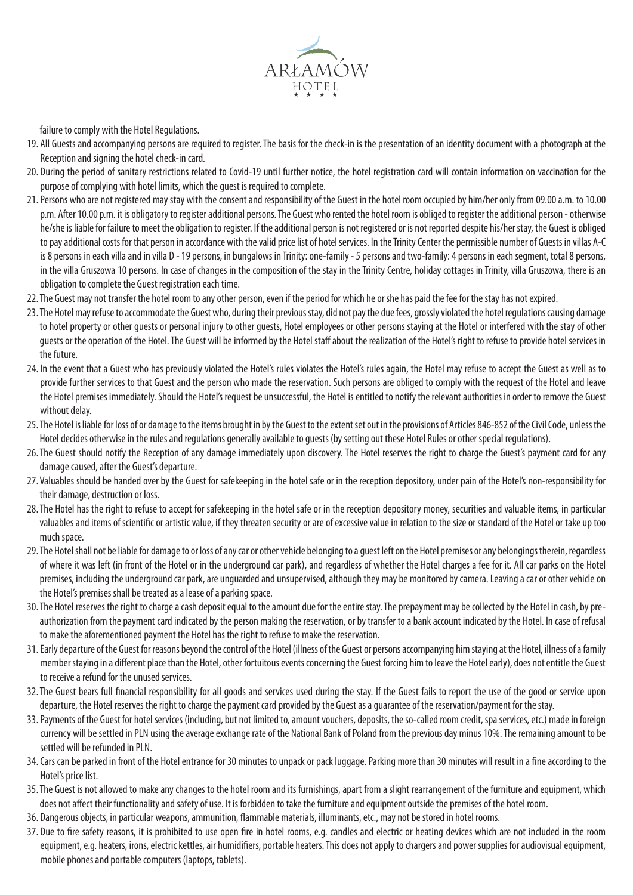failure to comply with the Hotel Regulations.

19. All Guests and accompanying persons are required to register. The basis for the check-in is the presentation of an identity document with a photograph at the Reception and signing the hotel check-in card.
20. During the period of sanitary restrictions related to Covid-19 until further notice, the hotel registration card will contain information on vaccination for the purpose of complying with hotel limits, which the guest is required to complete.
21. Persons who are not registered may stay with the consent and responsibility of the Guest in the hotel room occupied by him/her only from 09.00 a.m. to 10.00 p.m. After 10.00 p.m. it is obligatory to register additional persons. The Guest who rented the hotel room is obliged to register the additional person - otherwise he/she is liable for failure to meet the obligation to register. If the additional person is not registered or is not reported despite his/her stay, the Guest is obliged to pay additional costs for that person in accordance with the valid price list of hotel services. In the Trinity Center the permissible number of Guests in villas A-C is 8 persons in each villa and in villa D - 19 persons, in bungalows in Trinity: one-family - 5 persons and two-family: 4 persons in each segment, total 8 persons, in the villa Gruszowa 10 persons. In case of changes in the composition of the stay in the Trinity Centre, holiday cottages in Trinity, villa Gruszowa, there is an obligation to complete the Guest registration each time.
22. The Guest may not transfer the hotel room to any other person, even if the period for which he or she has paid the fee for the stay has not expired.
23. The Hotel may refuse to accommodate the Guest who, during their previous stay, did not pay the due fees, grossly violated the hotel regulations causing damage to hotel property or other guests or personal injury to other guests, Hotel employees or other persons staying at the Hotel or interfered with the stay of other guests or the operation of the Hotel. The Guest will be informed by the Hotel staff about the realization of the Hotel's right to refuse to provide hotel services in the future.
24. In the event that a Guest who has previously violated the Hotel's rules violates the Hotel's rules again, the Hotel may refuse to accept the Guest as well as to provide further services to that Guest and the person who made the reservation. Such persons are obliged to comply with the request of the Hotel and leave the Hotel premises immediately. Should the Hotel's request be unsuccessful, the Hotel is entitled to notify the relevant authorities in order to remove the Guest without delay.
25. The Hotel is liable for loss of or damage to the items brought in by the Guest to the extent set out in the provisions of Articles 846-852 of the Civil Code, unless the Hotel decides otherwise in the rules and regulations generally available to guests (by setting out these Hotel Rules or other special regulations).
26. The Guest should notify the Reception of any damage immediately upon discovery. The Hotel reserves the right to charge the Guest's payment card for any damage caused, after the Guest's departure.
27. Valuables should be handed over by the Guest for safekeeping in the hotel safe or in the reception depository, under pain of the Hotel's non-responsibility for their damage, destruction or loss.
28. The Hotel has the right to refuse to accept for safekeeping in the hotel safe or in the reception depository money, securities and valuable items, in particular valuables and items of scientific or artistic value, if they threaten security or are of excessive value in relation to the size or standard of the Hotel or take up too much space.
29. The Hotel shall not be liable for damage to or loss of any car or other vehicle belonging to a guest left on the Hotel premises or any belongings therein, regardless of where it was left (in front of the Hotel or in the underground car park), and regardless of whether the Hotel charges a fee for it. All car parks on the Hotel premises, including the underground car park, are unguarded and unsupervised, although they may be monitored by camera. Leaving a car or other vehicle on the Hotel's premises shall be treated as a lease of a parking space.
30. The Hotel reserves the right to charge a cash deposit equal to the amount due for the entire stay. The prepayment may be collected by the Hotel in cash, by pre-authorization from the payment card indicated by the person making the reservation, or by transfer to a bank account indicated by the Hotel. In case of refusal to make the aforementioned payment the Hotel has the right to refuse to make the reservation.
31. Early departure of the Guest for reasons beyond the control of the Hotel (illness of the Guest or persons accompanying him staying at the Hotel, illness of a family member staying in a different place than the Hotel, other fortuitous events concerning the Guest forcing him to leave the Hotel early), does not entitle the Guest to receive a refund for the unused services.
32. The Guest bears full financial responsibility for all goods and services used during the stay. If the Guest fails to report the use of the good or service upon departure, the Hotel reserves the right to charge the payment card provided by the Guest as a guarantee of the reservation/payment for the stay.
33. Payments of the Guest for hotel services (including, but not limited to, amount vouchers, deposits, the so-called room credit, spa services, etc.) made in foreign currency will be settled in PLN using the average exchange rate of the National Bank of Poland from the previous day minus 10%. The remaining amount to be settled will be refunded in PLN.
34. Cars can be parked in front of the Hotel entrance for 30 minutes to unpack or pack luggage. Parking more than 30 minutes will result in a fine according to the Hotel's price list.
35. The Guest is not allowed to make any changes to the hotel room and its furnishings, apart from a slight rearrangement of the furniture and equipment, which does not affect their functionality and safety of use. It is forbidden to take the furniture and equipment outside the premises of the hotel room.
36. Dangerous objects, in particular weapons, ammunition, flammable materials, illuminants, etc., may not be stored in hotel rooms.
37. Due to fire safety reasons, it is prohibited to use open fire in hotel rooms, e.g. candles and electric or heating devices which are not included in the room equipment, e.g. heaters, irons, electric kettles, air humidifiers, portable heaters. This does not apply to chargers and power supplies for audiovisual equipment, mobile phones and portable computers (laptops, tablets).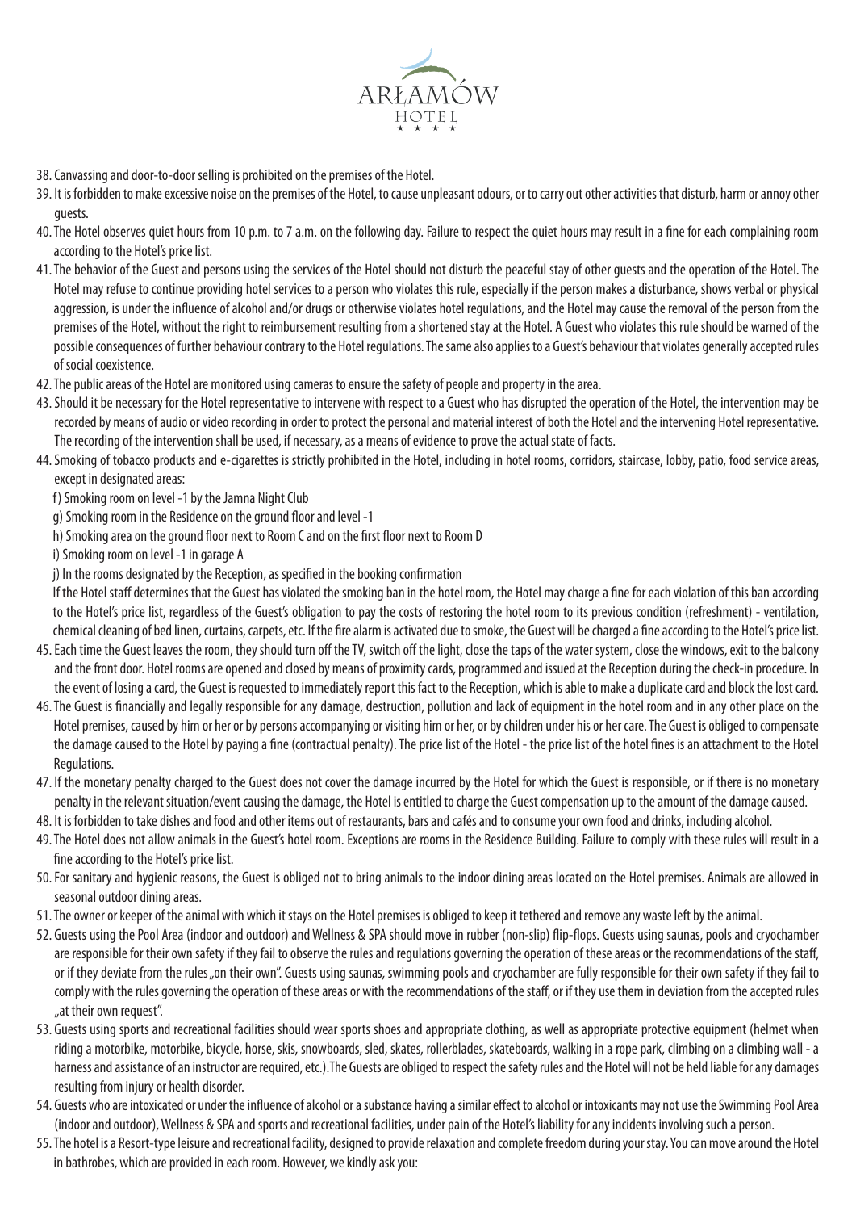38. Canvassing and door-to-door selling is prohibited on the premises of the Hotel.
39. It is forbidden to make excessive noise on the premises of the Hotel, to cause unpleasant odours, or to carry out other activities that disturb, harm or annoy other guests.
40. The Hotel observes quiet hours from 10 p.m. to 7 a.m. on the following day. Failure to respect the quiet hours may result in a fine for each complaining room according to the Hotel's price list.
41. The behavior of the Guest and persons using the services of the Hotel should not disturb the peaceful stay of other guests and the operation of the Hotel. The Hotel may refuse to continue providing hotel services to a person who violates this rule, especially if the person makes a disturbance, shows verbal or physical aggression, is under the influence of alcohol and/or drugs or otherwise violates hotel regulations, and the Hotel may cause the removal of the person from the premises of the Hotel, without the right to reimbursement resulting from a shortened stay at the Hotel. A Guest who violates this rule should be warned of the possible consequences of further behaviour contrary to the Hotel regulations. The same also applies to a Guest's behaviour that violates generally accepted rules of social coexistence.
42. The public areas of the Hotel are monitored using cameras to ensure the safety of people and property in the area.
43. Should it be necessary for the Hotel representative to intervene with respect to a Guest who has disrupted the operation of the Hotel, the intervention may be recorded by means of audio or video recording in order to protect the personal and material interest of both the Hotel and the intervening Hotel representative. The recording of the intervention shall be used, if necessary, as a means of evidence to prove the actual state of facts.
44. Smoking of tobacco products and e-cigarettes is strictly prohibited in the Hotel, including in hotel rooms, corridors, staircase, lobby, patio, food service areas, except in designated areas:
    f) Smoking room on level -1 by the Jamna Night Club
    g) Smoking room in the Residence on the ground floor and level -1
    h) Smoking area on the ground floor next to Room C and on the first floor next to Room D
    i) Smoking room on level -1 in garage A
    j) In the rooms designated by the Reception, as specified in the booking confirmation

    If the Hotel staff determines that the Guest has violated the smoking ban in the hotel room, the Hotel may charge a fine for each violation of this ban according to the Hotel's price list, regardless of the Guest's obligation to pay the costs of restoring the hotel room to its previous condition (refreshment) - ventilation, chemical cleaning of bed linen, curtains, carpets, etc. If the fire alarm is activated due to smoke, the Guest will be charged a fine according to the Hotel's price list.
45. Each time the Guest leaves the room, they should turn off the TV, switch off the light, close the taps of the water system, close the windows, exit to the balcony and the front door. Hotel rooms are opened and closed by means of proximity cards, programmed and issued at the Reception during the check-in procedure. In the event of losing a card, the Guest is requested to immediately report this fact to the Reception, which is able to make a duplicate card and block the lost card.
46. The Guest is financially and legally responsible for any damage, destruction, pollution and lack of equipment in the hotel room and in any other place on the Hotel premises, caused by him or her or by persons accompanying or visiting him or her, or by children under his or her care. The Guest is obliged to compensate the damage caused to the Hotel by paying a fine (contractual penalty). The price list of the Hotel - the price list of the hotel fines is an attachment to the Hotel Regulations.
47. If the monetary penalty charged to the Guest does not cover the damage incurred by the Hotel for which the Guest is responsible, or if there is no monetary penalty in the relevant situation/event causing the damage, the Hotel is entitled to charge the Guest compensation up to the amount of the damage caused.
48. It is forbidden to take dishes and food and other items out of restaurants, bars and cafés and to consume your own food and drinks, including alcohol.
49. The Hotel does not allow animals in the Guest's hotel room. Exceptions are rooms in the Residence Building. Failure to comply with these rules will result in a fine according to the Hotel's price list.
50. For sanitary and hygienic reasons, the Guest is obliged not to bring animals to the indoor dining areas located on the Hotel premises. Animals are allowed in seasonal outdoor dining areas.
51. The owner or keeper of the animal with which it stays on the Hotel premises is obliged to keep it tethered and remove any waste left by the animal.
52. Guests using the Pool Area (indoor and outdoor) and Wellness & SPA should move in rubber (non-slip) flip-flops. Guests using saunas, pools and cryochamber are responsible for their own safety if they fail to observe the rules and regulations governing the operation of these areas or the recommendations of the staff, or if they deviate from the rules „on their own". Guests using saunas, swimming pools and cryochamber are fully responsible for their own safety if they fail to comply with the rules governing the operation of these areas or with the recommendations of the staff, or if they use them in deviation from the accepted rules „at their own request".
53. Guests using sports and recreational facilities should wear sports shoes and appropriate clothing, as well as appropriate protective equipment (helmet when riding a motorbike, motorbike, bicycle, horse, skis, snowboards, sled, skates, rollerblades, skateboards, walking in a rope park, climbing on a climbing wall - a harness and assistance of an instructor are required, etc.).The Guests are obliged to respect the safety rules and the Hotel will not be held liable for any damages resulting from injury or health disorder.
54. Guests who are intoxicated or under the influence of alcohol or a substance having a similar effect to alcohol or intoxicants may not use the Swimming Pool Area (indoor and outdoor), Wellness & SPA and sports and recreational facilities, under pain of the Hotel's liability for any incidents involving such a person.
55. The hotel is a Resort-type leisure and recreational facility, designed to provide relaxation and complete freedom during your stay. You can move around the Hotel in bathrobes, which are provided in each room. However, we kindly ask you: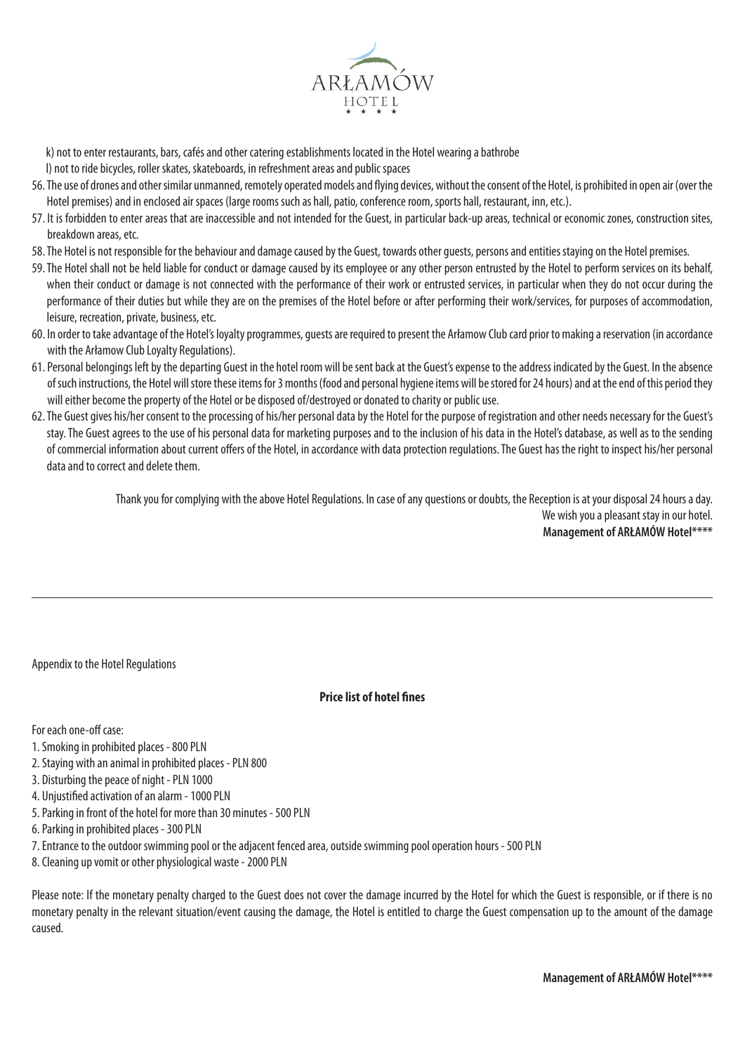k) not to enter restaurants, bars, cafés and other catering establishments located in the Hotel wearing a bathrobe

l) not to ride bicycles, roller skates, skateboards, in refreshment areas and public spaces

56. The use of drones and other similar unmanned, remotely operated models and flying devices, without the consent of the Hotel, is prohibited in open air (over the Hotel premises) and in enclosed air spaces (large rooms such as hall, patio, conference room, sports hall, restaurant, inn, etc.).
57. It is forbidden to enter areas that are inaccessible and not intended for the Guest, in particular back-up areas, technical or economic zones, construction sites, breakdown areas, etc.
58. The Hotel is not responsible for the behaviour and damage caused by the Guest, towards other guests, persons and entities staying on the Hotel premises.
59. The Hotel shall not be held liable for conduct or damage caused by its employee or any other person entrusted by the Hotel to perform services on its behalf, when their conduct or damage is not connected with the performance of their work or entrusted services, in particular when they do not occur during the performance of their duties but while they are on the premises of the Hotel before or after performing their work/services, for purposes of accommodation, leisure, recreation, private, business, etc.
60. In order to take advantage of the Hotel's loyalty programmes, guests are required to present the Arłamow Club card prior to making a reservation (in accordance with the Arłamow Club Loyalty Regulations).
61. Personal belongings left by the departing Guest in the hotel room will be sent back at the Guest's expense to the address indicated by the Guest. In the absence of such instructions, the Hotel will store these items for 3 months (food and personal hygiene items will be stored for 24 hours) and at the end of this period they will either become the property of the Hotel or be disposed of/destroyed or donated to charity or public use.
62. The Guest gives his/her consent to the processing of his/her personal data by the Hotel for the purpose of registration and other needs necessary for the Guest's stay. The Guest agrees to the use of his personal data for marketing purposes and to the inclusion of his data in the Hotel's database, as well as to the sending of commercial information about current offers of the Hotel, in accordance with data protection regulations. The Guest has the right to inspect his/her personal data and to correct and delete them.

Thank you for complying with the above Hotel Regulations. In case of any questions or doubts, the Reception is at your disposal 24 hours a day.

We wish you a pleasant stay in our hotel.

**Management of ARŁAMÓW Hotel****\*\*\*\*** 

---

Appendix to the Hotel Regulations

## Price list of hotel fines

For each one-off case:

1. Smoking in prohibited places - 800 PLN
2. Staying with an animal in prohibited places - PLN 800
3. Disturbing the peace of night - PLN 1000
4. Unjustified activation of an alarm - 1000 PLN
5. Parking in front of the hotel for more than 30 minutes - 500 PLN
6. Parking in prohibited places - 300 PLN
7. Entrance to the outdoor swimming pool or the adjacent fenced area, outside swimming pool operation hours - 500 PLN
8. Cleaning up vomit or other physiological waste - 2000 PLN

Please note: If the monetary penalty charged to the Guest does not cover the damage incurred by the Hotel for which the Guest is responsible, or if there is no monetary penalty in the relevant situation/event causing the damage, the Hotel is entitled to charge the Guest compensation up to the amount of the damage caused.

**Management of ARŁAMÓW Hotel\*\*\*\***